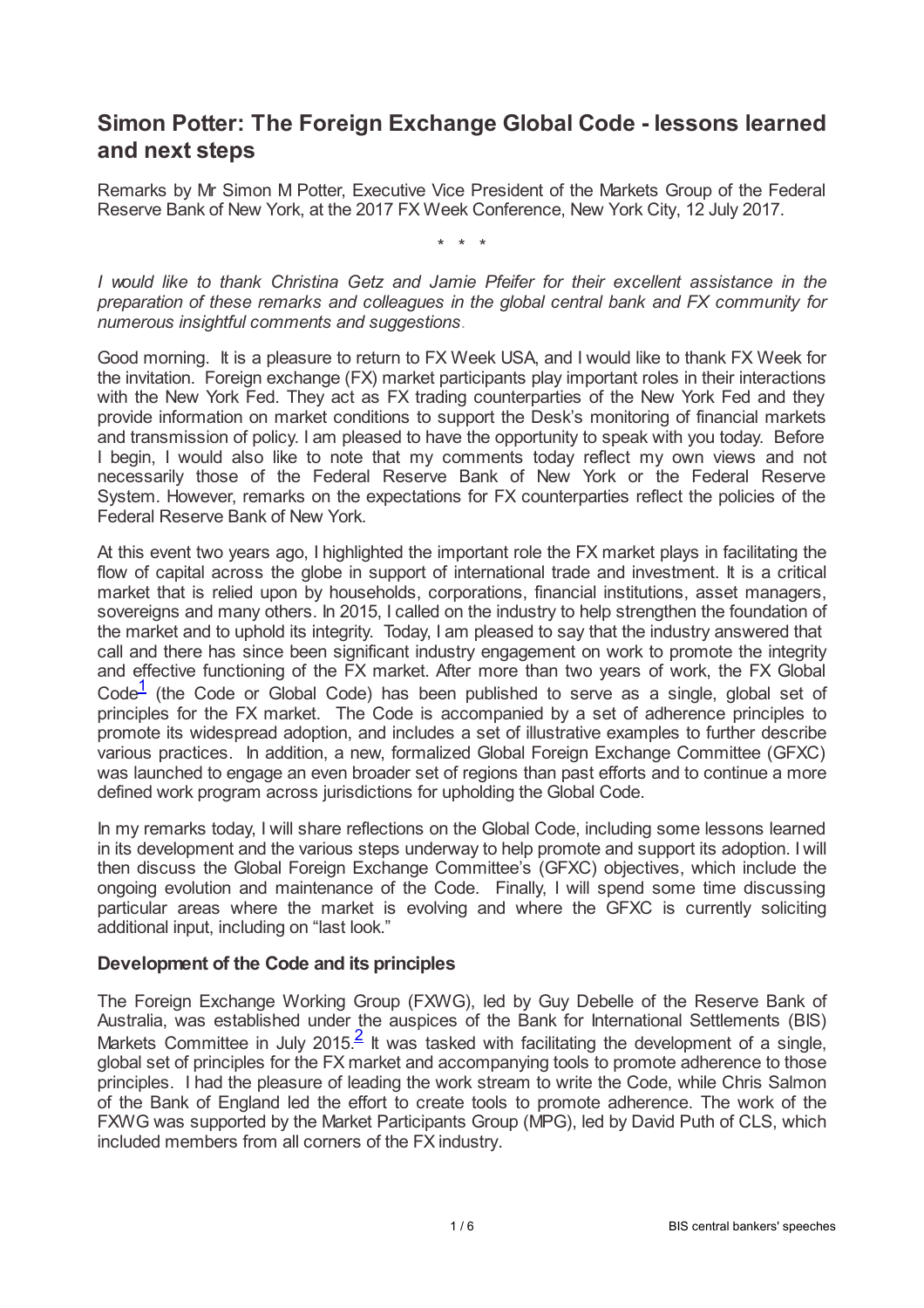# Simon Potter: The Foreign Exchange Global Code - lessons learned and next steps

Remarks by Mr Simon M Potter, Executive Vice President of the Markets Group of the Federal Reserve Bank of New York, at the 2017 FX Week Conference, New York City, 12 July 2017.

\* \* \*

*I would like to thank Christina Getz and Jamie Pfeifer for their excellent assistance in the preparation of these remarks and colleagues in the global central bank and FX community for numerous insightful comments and suggestions.*

Good morning. It is a pleasure to return to FX Week USA, and I would like to thank FX Week for the invitation. Foreign exchange (FX) market participants play important roles in their interactions with the New York Fed. They act as FX trading counterparties of the New York Fed and they provide information on market conditions to support the Desk's monitoring of financial markets and transmission of policy. I am pleased to have the opportunity to speak with you today. Before I begin, I would also like to note that my comments today reflect my own views and not necessarily those of the Federal Reserve Bank of New York or the Federal Reserve System. However, remarks on the expectations for FX counterparties reflect the policies of the Federal Reserve Bank of New York.

At this event two years ago, I highlighted the important role the FX market plays in facilitating the flow of capital across the globe in support of international trade and investment. It is a critical market that is relied upon by households, corporations, financial institutions, asset managers, sovereigns and many others. In 2015, I called on the industry to help strengthen the foundation of the market and to uphold its integrity. Today, I am pleased to say that the industry answered that call and there has since been significant industry engagement on work to promote the integrity and effective functioning of the FX market. After more than two years of work, the FX Global Code[1] (the Code or Global Code) has been published to serve as a single, global set of principles for the FX market. The Code is accompanied by a set of adherence principles to promote its widespread adoption, and includes a set of illustrative examples to further describe various practices. In addition, a new, formalized Global Foreign Exchange Committee (GFXC) was launched to engage an even broader set of regions than past efforts and to continue a more defined work program across jurisdictions for upholding the Global Code.

In my remarks today, I will share reflections on the Global Code, including some lessons learned in its development and the various steps underway to help promote and support its adoption. I will then discuss the Global Foreign Exchange Committee's (GFXC) objectives, which include the ongoing evolution and maintenance of the Code. Finally, I will spend some time discussing particular areas where the market is evolving and where the GFXC is currently soliciting additional input, including on "last look."

### Development of the Code and its principles

The Foreign Exchange Working Group (FXWG), led by Guy Debelle of the Reserve Bank of Australia, was established under the auspices of the Bank for International Settlements (BIS) Markets Committee in July 2015.[2] It was tasked with facilitating the development of a single, global set of principles for the FX market and accompanying tools to promote adherence to those principles. I had the pleasure of leading the work stream to write the Code, while Chris Salmon of the Bank of England led the effort to create tools to promote adherence. The work of the FXWG was supported by the Market Participants Group (MPG), led by David Puth of CLS, which included members from all corners of the FX industry.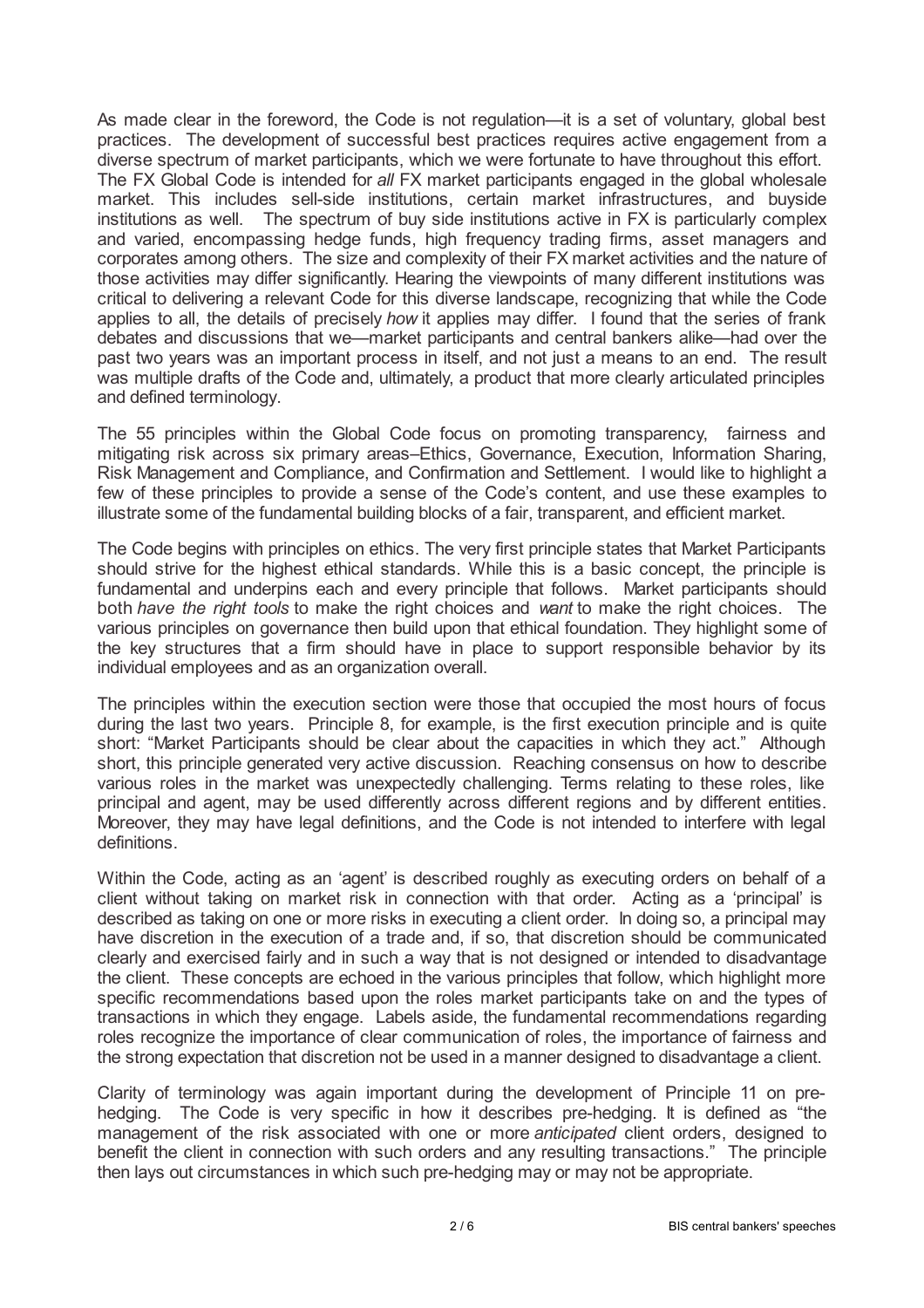As made clear in the foreword, the Code is not regulation—it is a set of voluntary, global best practices. The development of successful best practices requires active engagement from a diverse spectrum of market participants, which we were fortunate to have throughout this effort. The FX Global Code is intended for *all* FX market participants engaged in the global wholesale market. This includes sell-side institutions, certain market infrastructures, and buyside institutions as well. The spectrum of buy side institutions active in FX is particularly complex and varied, encompassing hedge funds, high frequency trading firms, asset managers and corporates among others. The size and complexity of their FX market activities and the nature of those activities may differ significantly. Hearing the viewpoints of many different institutions was critical to delivering a relevant Code for this diverse landscape, recognizing that while the Code applies to all, the details of precisely *how* it applies may differ. I found that the series of frank debates and discussions that we—market participants and central bankers alike—had over the past two years was an important process in itself, and not just a means to an end. The result was multiple drafts of the Code and, ultimately, a product that more clearly articulated principles and defined terminology.

The 55 principles within the Global Code focus on promoting transparency, fairness and mitigating risk across six primary areas–Ethics, Governance, Execution, Information Sharing, Risk Management and Compliance, and Confirmation and Settlement. I would like to highlight a few of these principles to provide a sense of the Code's content, and use these examples to illustrate some of the fundamental building blocks of a fair, transparent, and efficient market.

The Code begins with principles on ethics. The very first principle states that Market Participants should strive for the highest ethical standards. While this is a basic concept, the principle is fundamental and underpins each and every principle that follows. Market participants should both *have the right tools* to make the right choices and *want* to make the right choices. The various principles on governance then build upon that ethical foundation. They highlight some of the key structures that a firm should have in place to support responsible behavior by its individual employees and as an organization overall.

The principles within the execution section were those that occupied the most hours of focus during the last two years. Principle 8, for example, is the first execution principle and is quite short: "Market Participants should be clear about the capacities in which they act." Although short, this principle generated very active discussion. Reaching consensus on how to describe various roles in the market was unexpectedly challenging. Terms relating to these roles, like principal and agent, may be used differently across different regions and by different entities. Moreover, they may have legal definitions, and the Code is not intended to interfere with legal definitions.

Within the Code, acting as an 'agent' is described roughly as executing orders on behalf of a client without taking on market risk in connection with that order. Acting as a 'principal' is described as taking on one or more risks in executing a client order. In doing so, a principal may have discretion in the execution of a trade and, if so, that discretion should be communicated clearly and exercised fairly and in such a way that is not designed or intended to disadvantage the client. These concepts are echoed in the various principles that follow, which highlight more specific recommendations based upon the roles market participants take on and the types of transactions in which they engage. Labels aside, the fundamental recommendations regarding roles recognize the importance of clear communication of roles, the importance of fairness and the strong expectation that discretion not be used in a manner designed to disadvantage a client.

Clarity of terminology was again important during the development of Principle 11 on pre-hedging. The Code is very specific in how it describes pre-hedging. It is defined as "the management of the risk associated with one or more *anticipated* client orders, designed to benefit the client in connection with such orders and any resulting transactions." The principle then lays out circumstances in which such pre-hedging may or may not be appropriate.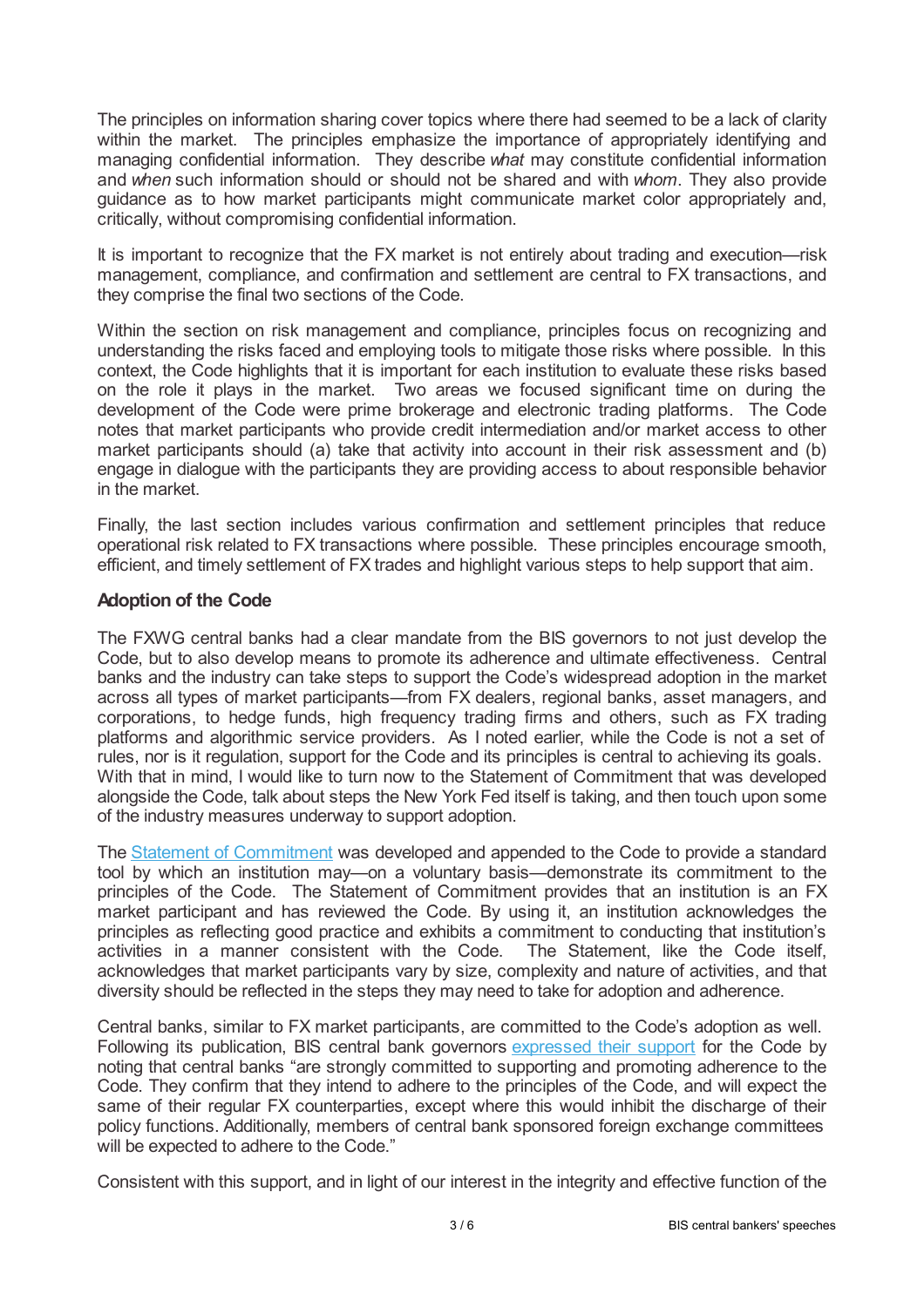The principles on information sharing cover topics where there had seemed to be a lack of clarity within the market. The principles emphasize the importance of appropriately identifying and managing confidential information. They describe *what* may constitute confidential information and *when* such information should or should not be shared and with *whom*. They also provide guidance as to how market participants might communicate market color appropriately and, critically, without compromising confidential information.

It is important to recognize that the FX market is not entirely about trading and execution—risk management, compliance, and confirmation and settlement are central to FX transactions, and they comprise the final two sections of the Code.

Within the section on risk management and compliance, principles focus on recognizing and understanding the risks faced and employing tools to mitigate those risks where possible. In this context, the Code highlights that it is important for each institution to evaluate these risks based on the role it plays in the market. Two areas we focused significant time on during the development of the Code were prime brokerage and electronic trading platforms. The Code notes that market participants who provide credit intermediation and/or market access to other market participants should (a) take that activity into account in their risk assessment and (b) engage in dialogue with the participants they are providing access to about responsible behavior in the market.

Finally, the last section includes various confirmation and settlement principles that reduce operational risk related to FX transactions where possible. These principles encourage smooth, efficient, and timely settlement of FX trades and highlight various steps to help support that aim.

### Adoption of the Code

The FXWG central banks had a clear mandate from the BIS governors to not just develop the Code, but to also develop means to promote its adherence and ultimate effectiveness. Central banks and the industry can take steps to support the Code's widespread adoption in the market across all types of market participants—from FX dealers, regional banks, asset managers, and corporations, to hedge funds, high frequency trading firms and others, such as FX trading platforms and algorithmic service providers. As I noted earlier, while the Code is not a set of rules, nor is it regulation, support for the Code and its principles is central to achieving its goals. With that in mind, I would like to turn now to the Statement of Commitment that was developed alongside the Code, talk about steps the New York Fed itself is taking, and then touch upon some of the industry measures underway to support adoption.

The Statement of Commitment was developed and appended to the Code to provide a standard tool by which an institution may—on a voluntary basis—demonstrate its commitment to the principles of the Code. The Statement of Commitment provides that an institution is an FX market participant and has reviewed the Code. By using it, an institution acknowledges the principles as reflecting good practice and exhibits a commitment to conducting that institution's activities in a manner consistent with the Code. The Statement, like the Code itself, acknowledges that market participants vary by size, complexity and nature of activities, and that diversity should be reflected in the steps they may need to take for adoption and adherence.

Central banks, similar to FX market participants, are committed to the Code's adoption as well. Following its publication, BIS central bank governors expressed their support for the Code by noting that central banks "are strongly committed to supporting and promoting adherence to the Code. They confirm that they intend to adhere to the principles of the Code, and will expect the same of their regular FX counterparties, except where this would inhibit the discharge of their policy functions. Additionally, members of central bank sponsored foreign exchange committees will be expected to adhere to the Code."

Consistent with this support, and in light of our interest in the integrity and effective function of the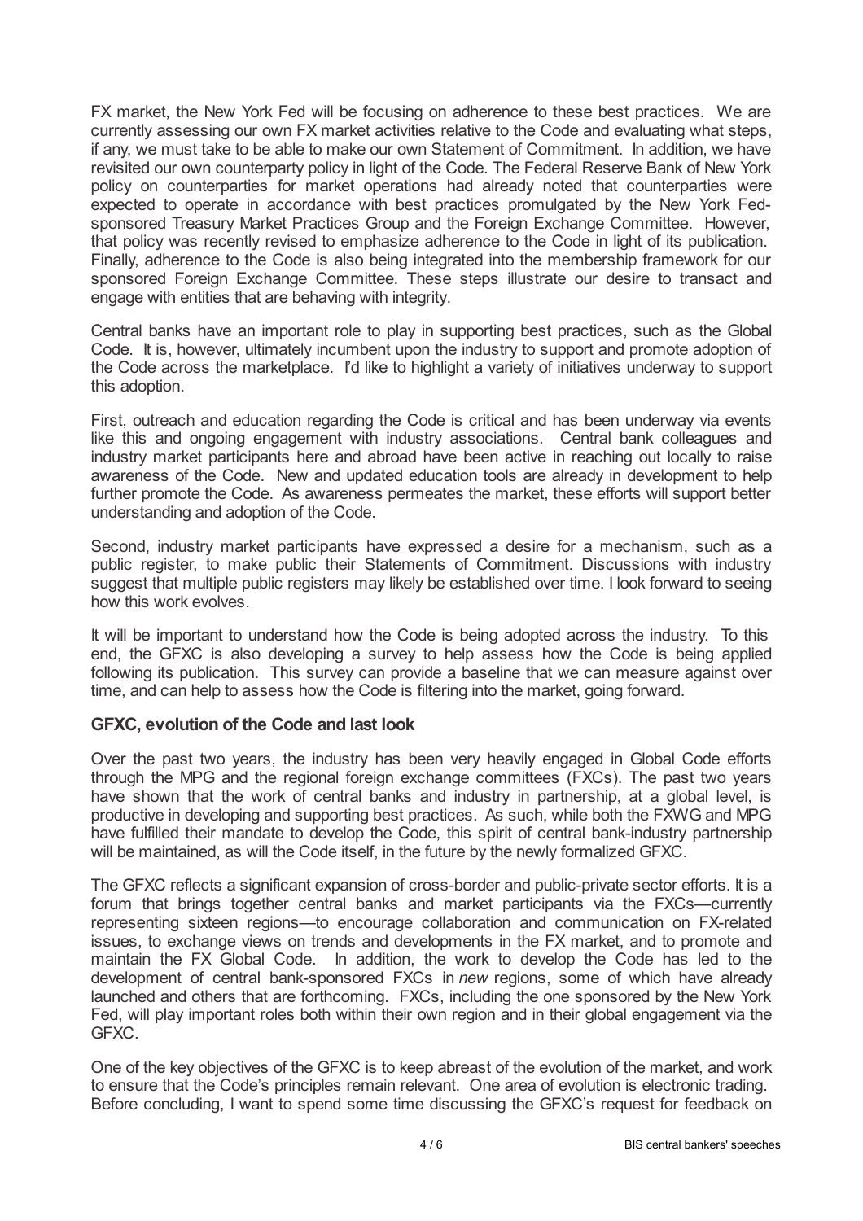FX market, the New York Fed will be focusing on adherence to these best practices. We are currently assessing our own FX market activities relative to the Code and evaluating what steps, if any, we must take to be able to make our own Statement of Commitment. In addition, we have revisited our own counterparty policy in light of the Code. The Federal Reserve Bank of New York policy on counterparties for market operations had already noted that counterparties were expected to operate in accordance with best practices promulgated by the New York Fed-sponsored Treasury Market Practices Group and the Foreign Exchange Committee. However, that policy was recently revised to emphasize adherence to the Code in light of its publication. Finally, adherence to the Code is also being integrated into the membership framework for our sponsored Foreign Exchange Committee. These steps illustrate our desire to transact and engage with entities that are behaving with integrity.

Central banks have an important role to play in supporting best practices, such as the Global Code. It is, however, ultimately incumbent upon the industry to support and promote adoption of the Code across the marketplace. I'd like to highlight a variety of initiatives underway to support this adoption.

First, outreach and education regarding the Code is critical and has been underway via events like this and ongoing engagement with industry associations. Central bank colleagues and industry market participants here and abroad have been active in reaching out locally to raise awareness of the Code. New and updated education tools are already in development to help further promote the Code. As awareness permeates the market, these efforts will support better understanding and adoption of the Code.

Second, industry market participants have expressed a desire for a mechanism, such as a public register, to make public their Statements of Commitment. Discussions with industry suggest that multiple public registers may likely be established over time. I look forward to seeing how this work evolves.

It will be important to understand how the Code is being adopted across the industry. To this end, the GFXC is also developing a survey to help assess how the Code is being applied following its publication. This survey can provide a baseline that we can measure against over time, and can help to assess how the Code is filtering into the market, going forward.

### GFXC, evolution of the Code and last look

Over the past two years, the industry has been very heavily engaged in Global Code efforts through the MPG and the regional foreign exchange committees (FXCs). The past two years have shown that the work of central banks and industry in partnership, at a global level, is productive in developing and supporting best practices. As such, while both the FXWG and MPG have fulfilled their mandate to develop the Code, this spirit of central bank-industry partnership will be maintained, as will the Code itself, in the future by the newly formalized GFXC.

The GFXC reflects a significant expansion of cross-border and public-private sector efforts. It is a forum that brings together central banks and market participants via the FXCs—currently representing sixteen regions—to encourage collaboration and communication on FX-related issues, to exchange views on trends and developments in the FX market, and to promote and maintain the FX Global Code. In addition, the work to develop the Code has led to the development of central bank-sponsored FXCs in *new* regions, some of which have already launched and others that are forthcoming. FXCs, including the one sponsored by the New York Fed, will play important roles both within their own region and in their global engagement via the GFXC.

One of the key objectives of the GFXC is to keep abreast of the evolution of the market, and work to ensure that the Code's principles remain relevant. One area of evolution is electronic trading. Before concluding, I want to spend some time discussing the GFXC's request for feedback on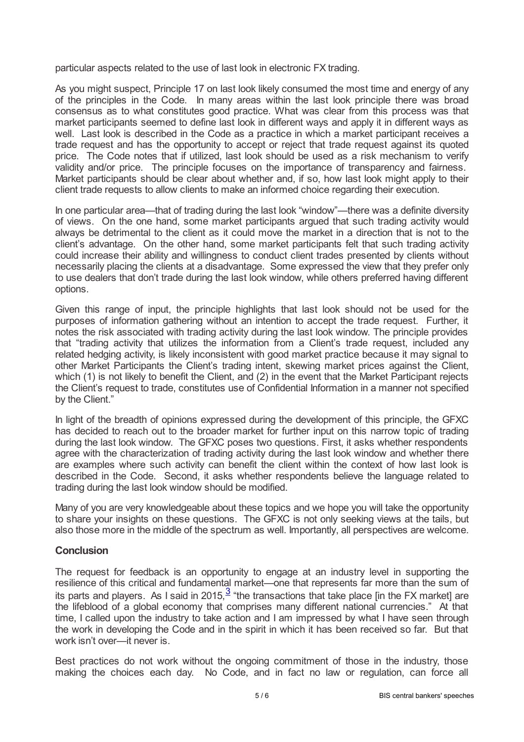particular aspects related to the use of last look in electronic FX trading.

As you might suspect, Principle 17 on last look likely consumed the most time and energy of any of the principles in the Code. In many areas within the last look principle there was broad consensus as to what constitutes good practice. What was clear from this process was that market participants seemed to define last look in different ways and apply it in different ways as well. Last look is described in the Code as a practice in which a market participant receives a trade request and has the opportunity to accept or reject that trade request against its quoted price. The Code notes that if utilized, last look should be used as a risk mechanism to verify validity and/or price. The principle focuses on the importance of transparency and fairness. Market participants should be clear about whether and, if so, how last look might apply to their client trade requests to allow clients to make an informed choice regarding their execution.

In one particular area—that of trading during the last look "window"—there was a definite diversity of views. On the one hand, some market participants argued that such trading activity would always be detrimental to the client as it could move the market in a direction that is not to the client's advantage. On the other hand, some market participants felt that such trading activity could increase their ability and willingness to conduct client trades presented by clients without necessarily placing the clients at a disadvantage. Some expressed the view that they prefer only to use dealers that don't trade during the last look window, while others preferred having different options.

Given this range of input, the principle highlights that last look should not be used for the purposes of information gathering without an intention to accept the trade request. Further, it notes the risk associated with trading activity during the last look window. The principle provides that "trading activity that utilizes the information from a Client's trade request, included any related hedging activity, is likely inconsistent with good market practice because it may signal to other Market Participants the Client's trading intent, skewing market prices against the Client, which (1) is not likely to benefit the Client, and (2) in the event that the Market Participant rejects the Client's request to trade, constitutes use of Confidential Information in a manner not specified by the Client."

In light of the breadth of opinions expressed during the development of this principle, the GFXC has decided to reach out to the broader market for further input on this narrow topic of trading during the last look window. The GFXC poses two questions. First, it asks whether respondents agree with the characterization of trading activity during the last look window and whether there are examples where such activity can benefit the client within the context of how last look is described in the Code. Second, it asks whether respondents believe the language related to trading during the last look window should be modified.

Many of you are very knowledgeable about these topics and we hope you will take the opportunity to share your insights on these questions. The GFXC is not only seeking views at the tails, but also those more in the middle of the spectrum as well. Importantly, all perspectives are welcome.

## Conclusion

The request for feedback is an opportunity to engage at an industry level in supporting the resilience of this critical and fundamental market—one that represents far more than the sum of its parts and players. As I said in 2015,[3] "the transactions that take place [in the FX market] are the lifeblood of a global economy that comprises many different national currencies." At that time, I called upon the industry to take action and I am impressed by what I have seen through the work in developing the Code and in the spirit in which it has been received so far. But that work isn't over—it never is.

Best practices do not work without the ongoing commitment of those in the industry, those making the choices each day. No Code, and in fact no law or regulation, can force all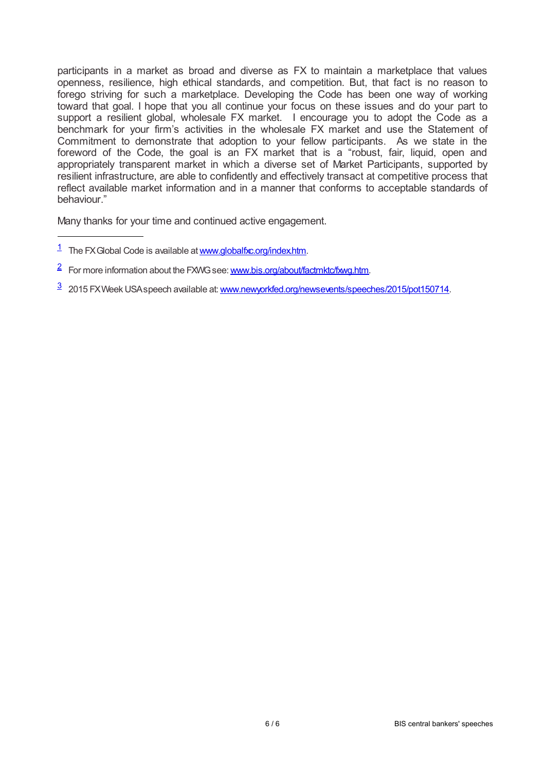participants in a market as broad and diverse as FX to maintain a marketplace that values openness, resilience, high ethical standards, and competition. But, that fact is no reason to forego striving for such a marketplace. Developing the Code has been one way of working toward that goal. I hope that you all continue your focus on these issues and do your part to support a resilient global, wholesale FX market. I encourage you to adopt the Code as a benchmark for your firm's activities in the wholesale FX market and use the Statement of Commitment to demonstrate that adoption to your fellow participants. As we state in the foreword of the Code, the goal is an FX market that is a "robust, fair, liquid, open and appropriately transparent market in which a diverse set of Market Participants, supported by resilient infrastructure, are able to confidently and effectively transact at competitive process that reflect available market information and in a manner that conforms to acceptable standards of behaviour."

Many thanks for your time and continued active engagement.

---

[1] The FX Global Code is available at www.globalfxc.org/index.htm.

[2] For more information about the FXWG see: www.bis.org/about/factmktc/fxwg.htm.

[3] 2015 FX Week USA speech available at: www.newyorkfed.org/newsevents/speeches/2015/pot150714.